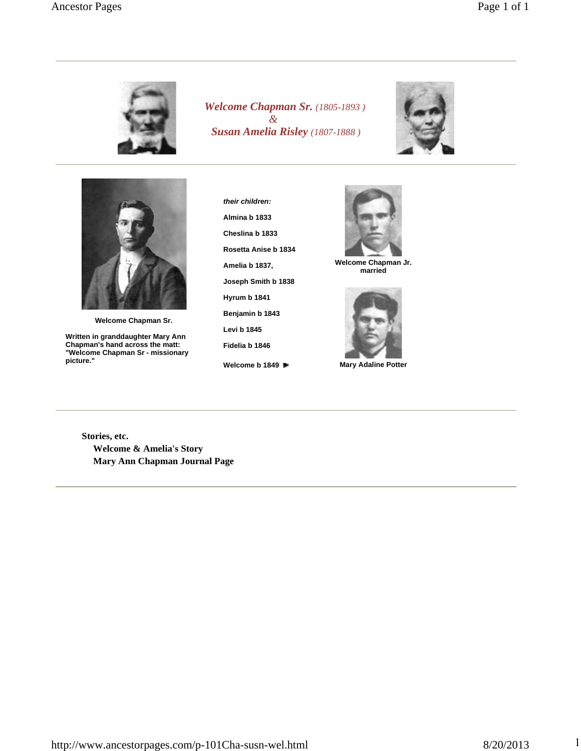# *Welcome Chapman Sr.* *(1805-1893 )*
# *&*
# *Susan Amelia Risley* *(1807-1888 )*

**Welcome Chapman Sr.**

**Written in granddaughter Mary Ann Chapman's hand across the matt: "Welcome Chapman Sr - missionary picture."**

***their children:***

**Almina b 1833**

**Cheslina b 1833**

**Rosetta Anise b 1834**

**Amelia b 1837,**

**Joseph Smith b 1838**

**Hyrum b 1841**

**Benjamin b 1843**

**Levi b 1845**

**Fidelia b 1846**

**Welcome b 1849**

**Welcome Chapman Jr. married**

**Mary Adaline Potter**

**Stories, etc.**

**Welcome & Amelia's Story**

**Mary Ann Chapman Journal Page**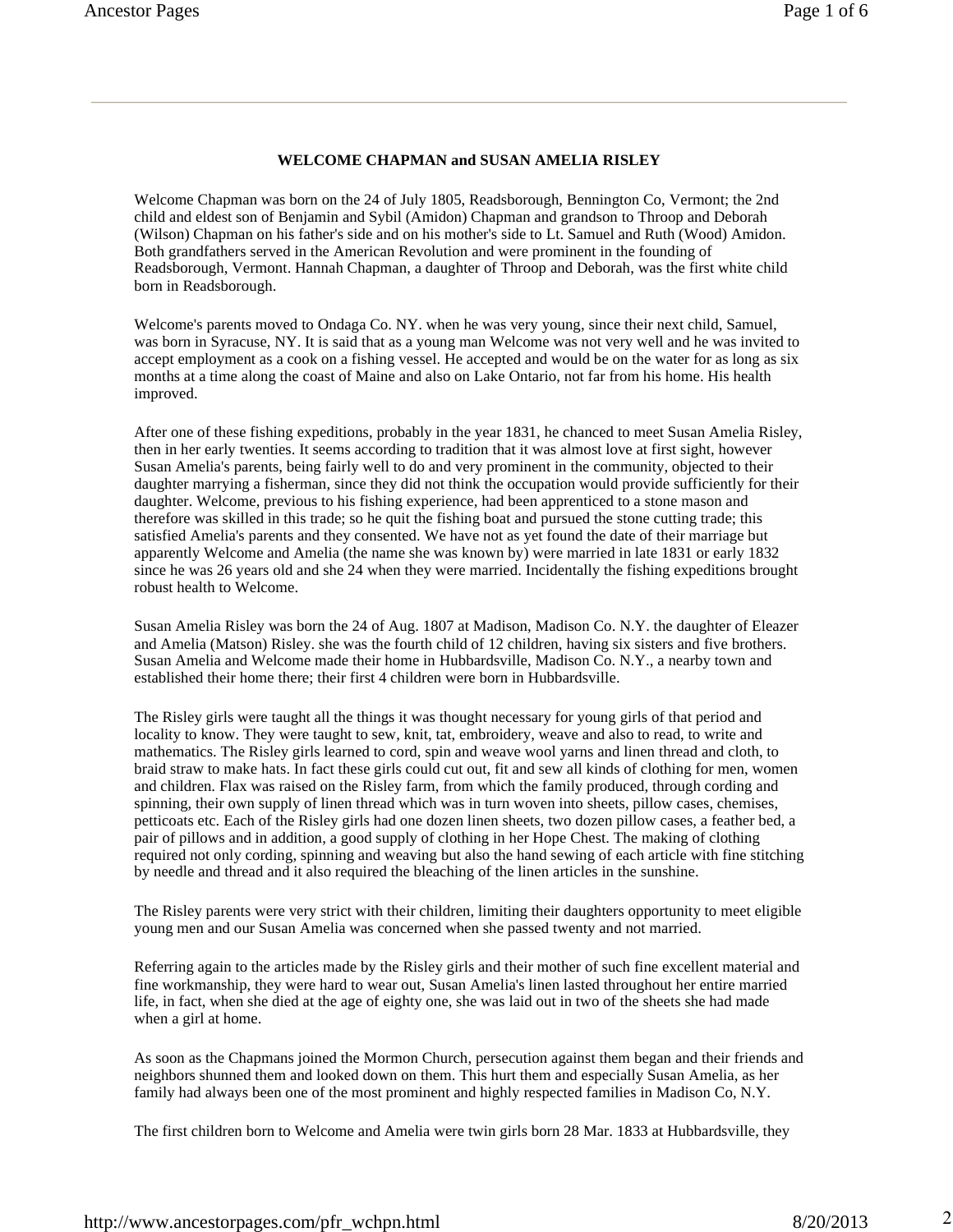**WELCOME CHAPMAN and SUSAN AMELIA RISLEY**

Welcome Chapman was born on the 24 of July 1805, Readsborough, Bennington Co, Vermont; the 2nd child and eldest son of Benjamin and Sybil (Amidon) Chapman and grandson to Throop and Deborah (Wilson) Chapman on his father's side and on his mother's side to Lt. Samuel and Ruth (Wood) Amidon. Both grandfathers served in the American Revolution and were prominent in the founding of Readsborough, Vermont. Hannah Chapman, a daughter of Throop and Deborah, was the first white child born in Readsborough.

Welcome's parents moved to Ondaga Co. NY. when he was very young, since their next child, Samuel, was born in Syracuse, NY. It is said that as a young man Welcome was not very well and he was invited to accept employment as a cook on a fishing vessel. He accepted and would be on the water for as long as six months at a time along the coast of Maine and also on Lake Ontario, not far from his home. His health improved.

After one of these fishing expeditions, probably in the year 1831, he chanced to meet Susan Amelia Risley, then in her early twenties. It seems according to tradition that it was almost love at first sight, however Susan Amelia's parents, being fairly well to do and very prominent in the community, objected to their daughter marrying a fisherman, since they did not think the occupation would provide sufficiently for their daughter. Welcome, previous to his fishing experience, had been apprenticed to a stone mason and therefore was skilled in this trade; so he quit the fishing boat and pursued the stone cutting trade; this satisfied Amelia's parents and they consented. We have not as yet found the date of their marriage but apparently Welcome and Amelia (the name she was known by) were married in late 1831 or early 1832 since he was 26 years old and she 24 when they were married. Incidentally the fishing expeditions brought robust health to Welcome.

Susan Amelia Risley was born the 24 of Aug. 1807 at Madison, Madison Co. N.Y. the daughter of Eleazer and Amelia (Matson) Risley. she was the fourth child of 12 children, having six sisters and five brothers. Susan Amelia and Welcome made their home in Hubbardsville, Madison Co. N.Y., a nearby town and established their home there; their first 4 children were born in Hubbardsville.

The Risley girls were taught all the things it was thought necessary for young girls of that period and locality to know. They were taught to sew, knit, tat, embroidery, weave and also to read, to write and mathematics. The Risley girls learned to cord, spin and weave wool yarns and linen thread and cloth, to braid straw to make hats. In fact these girls could cut out, fit and sew all kinds of clothing for men, women and children. Flax was raised on the Risley farm, from which the family produced, through cording and spinning, their own supply of linen thread which was in turn woven into sheets, pillow cases, chemises, petticoats etc. Each of the Risley girls had one dozen linen sheets, two dozen pillow cases, a feather bed, a pair of pillows and in addition, a good supply of clothing in her Hope Chest. The making of clothing required not only cording, spinning and weaving but also the hand sewing of each article with fine stitching by needle and thread and it also required the bleaching of the linen articles in the sunshine.

The Risley parents were very strict with their children, limiting their daughters opportunity to meet eligible young men and our Susan Amelia was concerned when she passed twenty and not married.

Referring again to the articles made by the Risley girls and their mother of such fine excellent material and fine workmanship, they were hard to wear out, Susan Amelia's linen lasted throughout her entire married life, in fact, when she died at the age of eighty one, she was laid out in two of the sheets she had made when a girl at home.

As soon as the Chapmans joined the Mormon Church, persecution against them began and their friends and neighbors shunned them and looked down on them. This hurt them and especially Susan Amelia, as her family had always been one of the most prominent and highly respected families in Madison Co, N.Y.

The first children born to Welcome and Amelia were twin girls born 28 Mar. 1833 at Hubbardsville, they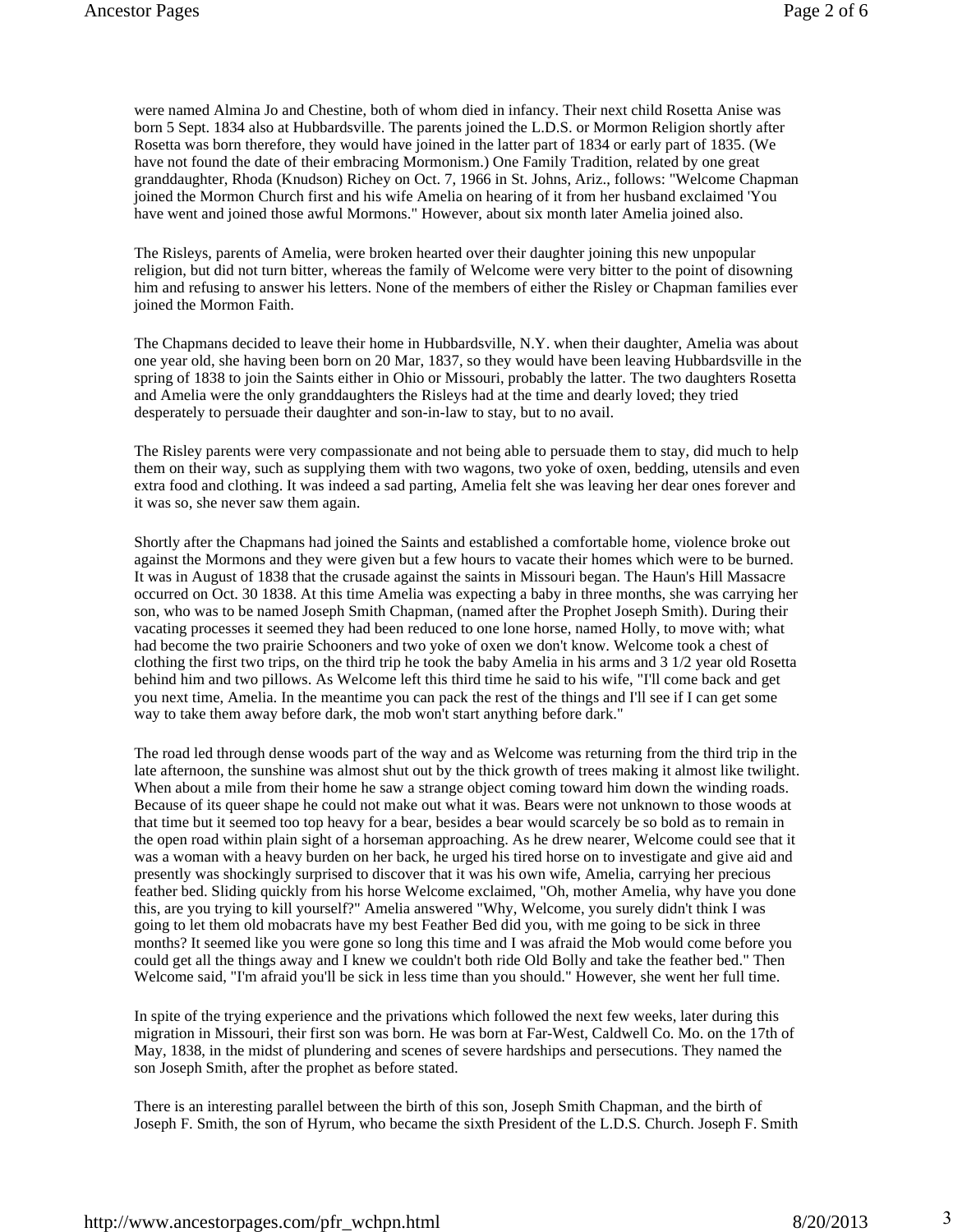were named Almina Jo and Chestine, both of whom died in infancy. Their next child Rosetta Anise was born 5 Sept. 1834 also at Hubbardsville. The parents joined the L.D.S. or Mormon Religion shortly after Rosetta was born therefore, they would have joined in the latter part of 1834 or early part of 1835. (We have not found the date of their embracing Mormonism.) One Family Tradition, related by one great granddaughter, Rhoda (Knudson) Richey on Oct. 7, 1966 in St. Johns, Ariz., follows: "Welcome Chapman joined the Mormon Church first and his wife Amelia on hearing of it from her husband exclaimed 'You have went and joined those awful Mormons." However, about six month later Amelia joined also.

The Risleys, parents of Amelia, were broken hearted over their daughter joining this new unpopular religion, but did not turn bitter, whereas the family of Welcome were very bitter to the point of disowning him and refusing to answer his letters. None of the members of either the Risley or Chapman families ever joined the Mormon Faith.

The Chapmans decided to leave their home in Hubbardsville, N.Y. when their daughter, Amelia was about one year old, she having been born on 20 Mar, 1837, so they would have been leaving Hubbardsville in the spring of 1838 to join the Saints either in Ohio or Missouri, probably the latter. The two daughters Rosetta and Amelia were the only granddaughters the Risleys had at the time and dearly loved; they tried desperately to persuade their daughter and son-in-law to stay, but to no avail.

The Risley parents were very compassionate and not being able to persuade them to stay, did much to help them on their way, such as supplying them with two wagons, two yoke of oxen, bedding, utensils and even extra food and clothing. It was indeed a sad parting, Amelia felt she was leaving her dear ones forever and it was so, she never saw them again.

Shortly after the Chapmans had joined the Saints and established a comfortable home, violence broke out against the Mormons and they were given but a few hours to vacate their homes which were to be burned. It was in August of 1838 that the crusade against the saints in Missouri began. The Haun's Hill Massacre occurred on Oct. 30 1838. At this time Amelia was expecting a baby in three months, she was carrying her son, who was to be named Joseph Smith Chapman, (named after the Prophet Joseph Smith). During their vacating processes it seemed they had been reduced to one lone horse, named Holly, to move with; what had become the two prairie Schooners and two yoke of oxen we don't know. Welcome took a chest of clothing the first two trips, on the third trip he took the baby Amelia in his arms and 3 1/2 year old Rosetta behind him and two pillows. As Welcome left this third time he said to his wife, "I'll come back and get you next time, Amelia. In the meantime you can pack the rest of the things and I'll see if I can get some way to take them away before dark, the mob won't start anything before dark."

The road led through dense woods part of the way and as Welcome was returning from the third trip in the late afternoon, the sunshine was almost shut out by the thick growth of trees making it almost like twilight. When about a mile from their home he saw a strange object coming toward him down the winding roads. Because of its queer shape he could not make out what it was. Bears were not unknown to those woods at that time but it seemed too top heavy for a bear, besides a bear would scarcely be so bold as to remain in the open road within plain sight of a horseman approaching. As he drew nearer, Welcome could see that it was a woman with a heavy burden on her back, he urged his tired horse on to investigate and give aid and presently was shockingly surprised to discover that it was his own wife, Amelia, carrying her precious feather bed. Sliding quickly from his horse Welcome exclaimed, "Oh, mother Amelia, why have you done this, are you trying to kill yourself?" Amelia answered "Why, Welcome, you surely didn't think I was going to let them old mobacrats have my best Feather Bed did you, with me going to be sick in three months? It seemed like you were gone so long this time and I was afraid the Mob would come before you could get all the things away and I knew we couldn't both ride Old Bolly and take the feather bed." Then Welcome said, "I'm afraid you'll be sick in less time than you should." However, she went her full time.

In spite of the trying experience and the privations which followed the next few weeks, later during this migration in Missouri, their first son was born. He was born at Far-West, Caldwell Co. Mo. on the 17th of May, 1838, in the midst of plundering and scenes of severe hardships and persecutions. They named the son Joseph Smith, after the prophet as before stated.

There is an interesting parallel between the birth of this son, Joseph Smith Chapman, and the birth of Joseph F. Smith, the son of Hyrum, who became the sixth President of the L.D.S. Church. Joseph F. Smith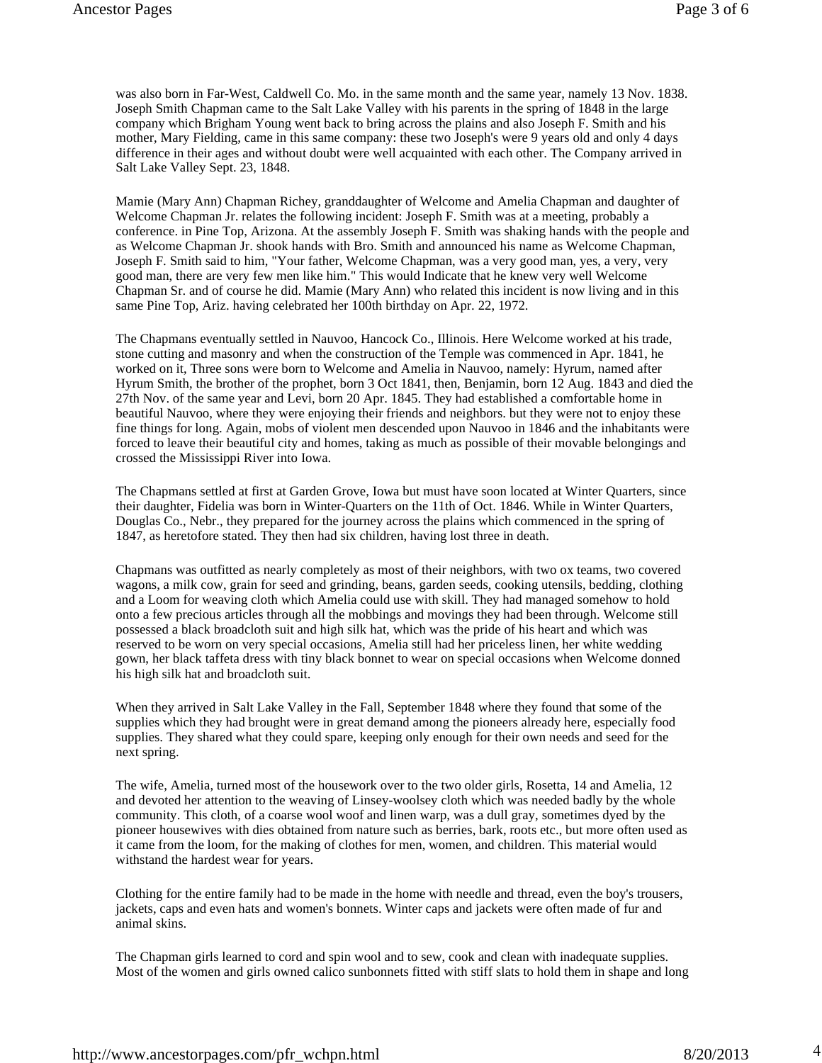was also born in Far-West, Caldwell Co. Mo. in the same month and the same year, namely 13 Nov. 1838. Joseph Smith Chapman came to the Salt Lake Valley with his parents in the spring of 1848 in the large company which Brigham Young went back to bring across the plains and also Joseph F. Smith and his mother, Mary Fielding, came in this same company: these two Joseph's were 9 years old and only 4 days difference in their ages and without doubt were well acquainted with each other. The Company arrived in Salt Lake Valley Sept. 23, 1848.

Mamie (Mary Ann) Chapman Richey, granddaughter of Welcome and Amelia Chapman and daughter of Welcome Chapman Jr. relates the following incident: Joseph F. Smith was at a meeting, probably a conference. in Pine Top, Arizona. At the assembly Joseph F. Smith was shaking hands with the people and as Welcome Chapman Jr. shook hands with Bro. Smith and announced his name as Welcome Chapman, Joseph F. Smith said to him, "Your father, Welcome Chapman, was a very good man, yes, a very, very good man, there are very few men like him." This would Indicate that he knew very well Welcome Chapman Sr. and of course he did. Mamie (Mary Ann) who related this incident is now living and in this same Pine Top, Ariz. having celebrated her 100th birthday on Apr. 22, 1972.

The Chapmans eventually settled in Nauvoo, Hancock Co., Illinois. Here Welcome worked at his trade, stone cutting and masonry and when the construction of the Temple was commenced in Apr. 1841, he worked on it, Three sons were born to Welcome and Amelia in Nauvoo, namely: Hyrum, named after Hyrum Smith, the brother of the prophet, born 3 Oct 1841, then, Benjamin, born 12 Aug. 1843 and died the 27th Nov. of the same year and Levi, born 20 Apr. 1845. They had established a comfortable home in beautiful Nauvoo, where they were enjoying their friends and neighbors. but they were not to enjoy these fine things for long. Again, mobs of violent men descended upon Nauvoo in 1846 and the inhabitants were forced to leave their beautiful city and homes, taking as much as possible of their movable belongings and crossed the Mississippi River into Iowa.

The Chapmans settled at first at Garden Grove, Iowa but must have soon located at Winter Quarters, since their daughter, Fidelia was born in Winter-Quarters on the 11th of Oct. 1846. While in Winter Quarters, Douglas Co., Nebr., they prepared for the journey across the plains which commenced in the spring of 1847, as heretofore stated. They then had six children, having lost three in death.

Chapmans was outfitted as nearly completely as most of their neighbors, with two ox teams, two covered wagons, a milk cow, grain for seed and grinding, beans, garden seeds, cooking utensils, bedding, clothing and a Loom for weaving cloth which Amelia could use with skill. They had managed somehow to hold onto a few precious articles through all the mobbings and movings they had been through. Welcome still possessed a black broadcloth suit and high silk hat, which was the pride of his heart and which was reserved to be worn on very special occasions, Amelia still had her priceless linen, her white wedding gown, her black taffeta dress with tiny black bonnet to wear on special occasions when Welcome donned his high silk hat and broadcloth suit.

When they arrived in Salt Lake Valley in the Fall, September 1848 where they found that some of the supplies which they had brought were in great demand among the pioneers already here, especially food supplies. They shared what they could spare, keeping only enough for their own needs and seed for the next spring.

The wife, Amelia, turned most of the housework over to the two older girls, Rosetta, 14 and Amelia, 12 and devoted her attention to the weaving of Linsey-woolsey cloth which was needed badly by the whole community. This cloth, of a coarse wool woof and linen warp, was a dull gray, sometimes dyed by the pioneer housewives with dies obtained from nature such as berries, bark, roots etc., but more often used as it came from the loom, for the making of clothes for men, women, and children. This material would withstand the hardest wear for years.

Clothing for the entire family had to be made in the home with needle and thread, even the boy's trousers, jackets, caps and even hats and women's bonnets. Winter caps and jackets were often made of fur and animal skins.

The Chapman girls learned to cord and spin wool and to sew, cook and clean with inadequate supplies. Most of the women and girls owned calico sunbonnets fitted with stiff slats to hold them in shape and long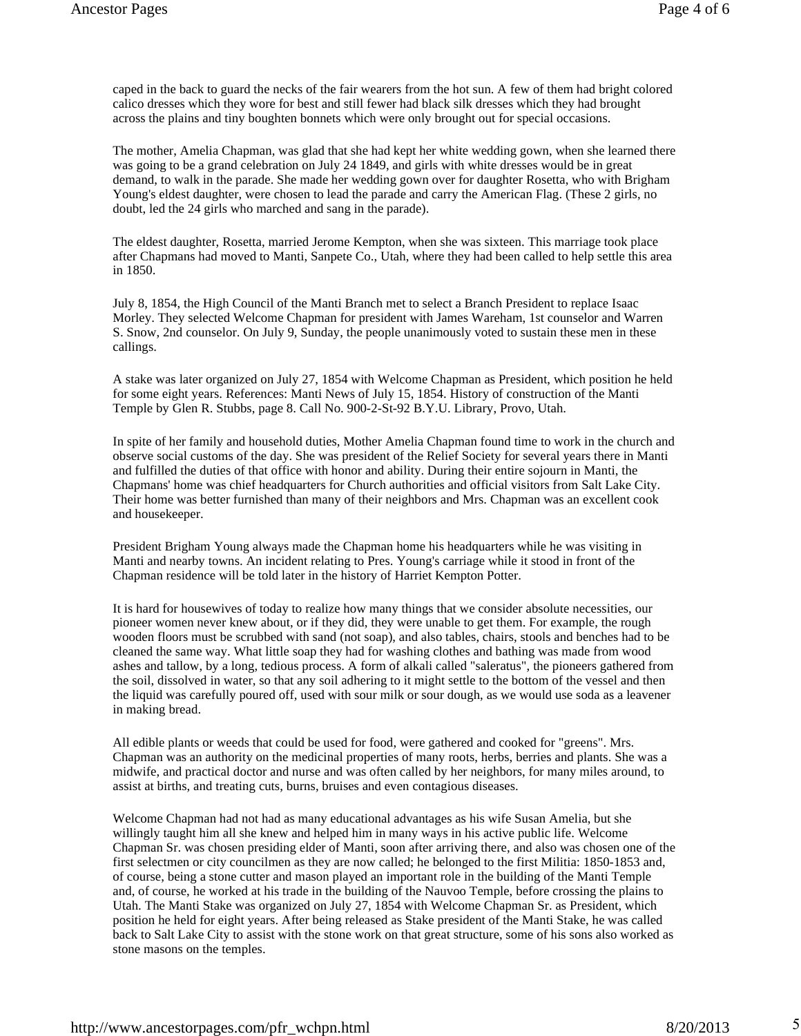caped in the back to guard the necks of the fair wearers from the hot sun. A few of them had bright colored calico dresses which they wore for best and still fewer had black silk dresses which they had brought across the plains and tiny boughten bonnets which were only brought out for special occasions.

The mother, Amelia Chapman, was glad that she had kept her white wedding gown, when she learned there was going to be a grand celebration on July 24 1849, and girls with white dresses would be in great demand, to walk in the parade. She made her wedding gown over for daughter Rosetta, who with Brigham Young's eldest daughter, were chosen to lead the parade and carry the American Flag. (These 2 girls, no doubt, led the 24 girls who marched and sang in the parade).

The eldest daughter, Rosetta, married Jerome Kempton, when she was sixteen. This marriage took place after Chapmans had moved to Manti, Sanpete Co., Utah, where they had been called to help settle this area in 1850.

July 8, 1854, the High Council of the Manti Branch met to select a Branch President to replace Isaac Morley. They selected Welcome Chapman for president with James Wareham, 1st counselor and Warren S. Snow, 2nd counselor. On July 9, Sunday, the people unanimously voted to sustain these men in these callings.

A stake was later organized on July 27, 1854 with Welcome Chapman as President, which position he held for some eight years. References: Manti News of July 15, 1854. History of construction of the Manti Temple by Glen R. Stubbs, page 8. Call No. 900-2-St-92 B.Y.U. Library, Provo, Utah.

In spite of her family and household duties, Mother Amelia Chapman found time to work in the church and observe social customs of the day. She was president of the Relief Society for several years there in Manti and fulfilled the duties of that office with honor and ability. During their entire sojourn in Manti, the Chapmans' home was chief headquarters for Church authorities and official visitors from Salt Lake City. Their home was better furnished than many of their neighbors and Mrs. Chapman was an excellent cook and housekeeper.

President Brigham Young always made the Chapman home his headquarters while he was visiting in Manti and nearby towns. An incident relating to Pres. Young's carriage while it stood in front of the Chapman residence will be told later in the history of Harriet Kempton Potter.

It is hard for housewives of today to realize how many things that we consider absolute necessities, our pioneer women never knew about, or if they did, they were unable to get them. For example, the rough wooden floors must be scrubbed with sand (not soap), and also tables, chairs, stools and benches had to be cleaned the same way. What little soap they had for washing clothes and bathing was made from wood ashes and tallow, by a long, tedious process. A form of alkali called "saleratus", the pioneers gathered from the soil, dissolved in water, so that any soil adhering to it might settle to the bottom of the vessel and then the liquid was carefully poured off, used with sour milk or sour dough, as we would use soda as a leavener in making bread.

All edible plants or weeds that could be used for food, were gathered and cooked for "greens". Mrs. Chapman was an authority on the medicinal properties of many roots, herbs, berries and plants. She was a midwife, and practical doctor and nurse and was often called by her neighbors, for many miles around, to assist at births, and treating cuts, burns, bruises and even contagious diseases.

Welcome Chapman had not had as many educational advantages as his wife Susan Amelia, but she willingly taught him all she knew and helped him in many ways in his active public life. Welcome Chapman Sr. was chosen presiding elder of Manti, soon after arriving there, and also was chosen one of the first selectmen or city councilmen as they are now called; he belonged to the first Militia: 1850-1853 and, of course, being a stone cutter and mason played an important role in the building of the Manti Temple and, of course, he worked at his trade in the building of the Nauvoo Temple, before crossing the plains to Utah. The Manti Stake was organized on July 27, 1854 with Welcome Chapman Sr. as President, which position he held for eight years. After being released as Stake president of the Manti Stake, he was called back to Salt Lake City to assist with the stone work on that great structure, some of his sons also worked as stone masons on the temples.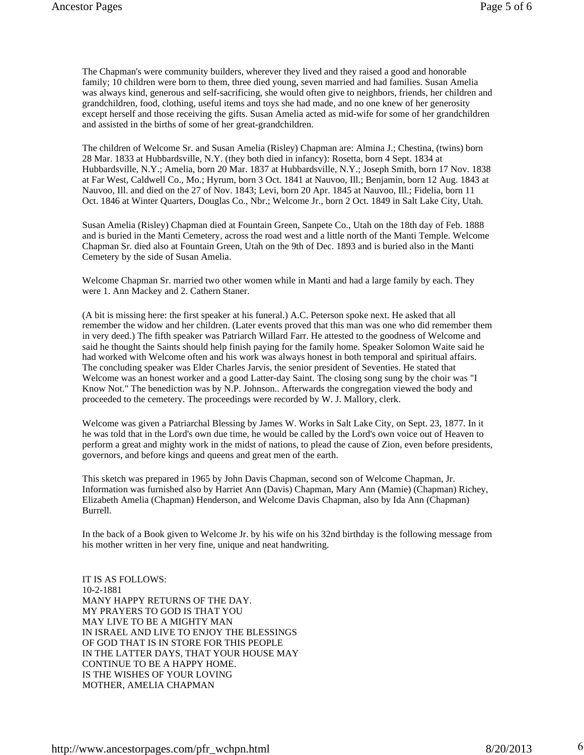The Chapman's were community builders, wherever they lived and they raised a good and honorable family; 10 children were born to them, three died young, seven married and had families. Susan Amelia was always kind, generous and self-sacrificing, she would often give to neighbors, friends, her children and grandchildren, food, clothing, useful items and toys she had made, and no one knew of her generosity except herself and those receiving the gifts. Susan Amelia acted as mid-wife for some of her grandchildren and assisted in the births of some of her great-grandchildren.

The children of Welcome Sr. and Susan Amelia (Risley) Chapman are: Almina J.; Chestina, (twins) born 28 Mar. 1833 at Hubbardsville, N.Y. (they both died in infancy): Rosetta, born 4 Sept. 1834 at Hubbardsville, N.Y.; Amelia, born 20 Mar. 1837 at Hubbardsville, N.Y.; Joseph Smith, born 17 Nov. 1838 at Far West, Caldwell Co., Mo.; Hyrum, born 3 Oct. 1841 at Nauvoo, Ill.; Benjamin, born 12 Aug. 1843 at Nauvoo, Ill. and died on the 27 of Nov. 1843; Levi, born 20 Apr. 1845 at Nauvoo, Ill.; Fidelia, born 11 Oct. 1846 at Winter Quarters, Douglas Co., Nbr.; Welcome Jr., born 2 Oct. 1849 in Salt Lake City, Utah.

Susan Amelia (Risley) Chapman died at Fountain Green, Sanpete Co., Utah on the 18th day of Feb. 1888 and is buried in the Manti Cemetery, across the road west and a little north of the Manti Temple. Welcome Chapman Sr. died also at Fountain Green, Utah on the 9th of Dec. 1893 and is buried also in the Manti Cemetery by the side of Susan Amelia.

Welcome Chapman Sr. married two other women while in Manti and had a large family by each. They were 1. Ann Mackey and 2. Cathern Staner.

(A bit is missing here: the first speaker at his funeral.) A.C. Peterson spoke next. He asked that all remember the widow and her children. (Later events proved that this man was one who did remember them in very deed.) The fifth speaker was Patriarch Willard Farr. He attested to the goodness of Welcome and said he thought the Saints should help finish paying for the family home. Speaker Solomon Waite said he had worked with Welcome often and his work was always honest in both temporal and spiritual affairs. The concluding speaker was Elder Charles Jarvis, the senior president of Seventies. He stated that Welcome was an honest worker and a good Latter-day Saint. The closing song sung by the choir was "I Know Not." The benediction was by N.P. Johnson.. Afterwards the congregation viewed the body and proceeded to the cemetery. The proceedings were recorded by W. J. Mallory, clerk.

Welcome was given a Patriarchal Blessing by James W. Works in Salt Lake City, on Sept. 23, 1877. In it he was told that in the Lord's own due time, he would be called by the Lord's own voice out of Heaven to perform a great and mighty work in the midst of nations, to plead the cause of Zion, even before presidents, governors, and before kings and queens and great men of the earth.

This sketch was prepared in 1965 by John Davis Chapman, second son of Welcome Chapman, Jr. Information was furnished also by Harriet Ann (Davis) Chapman, Mary Ann (Mamie) (Chapman) Richey, Elizabeth Amelia (Chapman) Henderson, and Welcome Davis Chapman, also by Ida Ann (Chapman) Burrell.

In the back of a Book given to Welcome Jr. by his wife on his 32nd birthday is the following message from his mother written in her very fine, unique and neat handwriting.

IT IS AS FOLLOWS:
10-2-1881
MANY HAPPY RETURNS OF THE DAY.
MY PRAYERS TO GOD IS THAT YOU
MAY LIVE TO BE A MIGHTY MAN
IN ISRAEL AND LIVE TO ENJOY THE BLESSINGS
OF GOD THAT IS IN STORE FOR THIS PEOPLE
IN THE LATTER DAYS, THAT YOUR HOUSE MAY
CONTINUE TO BE A HAPPY HOME.
IS THE WISHES OF YOUR LOVING
MOTHER, AMELIA CHAPMAN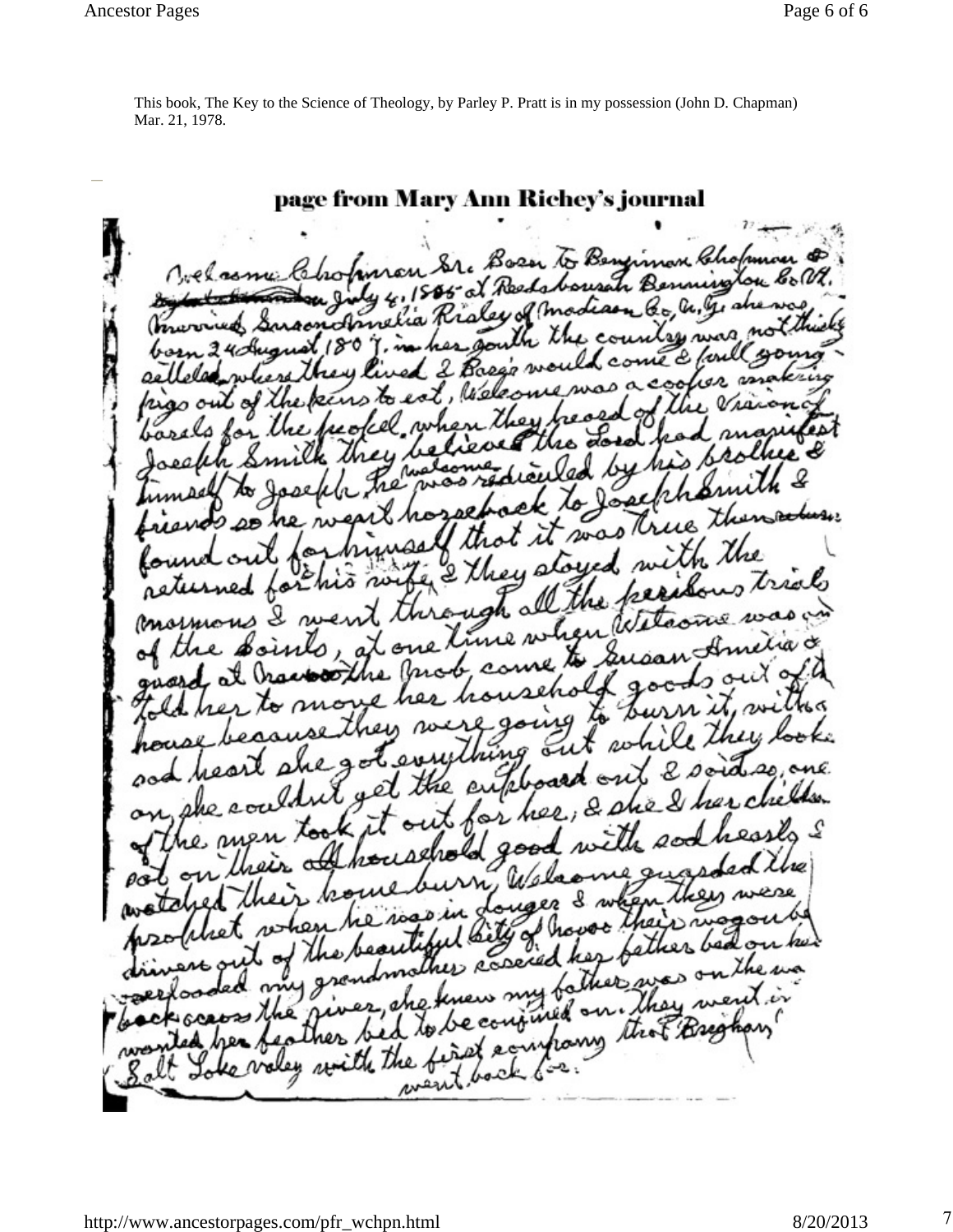This book, The Key to the Science of Theology, by Parley P. Pratt is in my possession (John D. Chapman) Mar. 21, 1978.

## page from Mary Ann Richey's journal

Welcome Chapman Sr. Born to Benjamin Chapman & ~~______~~ July 4, 1805 at Readsborough Bennington Co. Vt. married Susan Amelia Risley of Madison Co, N. Y. she was born 24 August 1807. in her youth the country was not thickly settled where they lived & Bears would come & pull young pigs out of the pens to eat, Welcome was a cooper making barels for the people, when they heard of the vision of Joseph Smith they believed the Lord had manifest himself to Joseph. he welcome was rediculed by his brother & friends so he went horseback to Joseph Smith & found out for himself that it was true then return returned for his wife & they stayed with the mormons & went through all the perilous trials of the Saints, at one time when Welcome was on guard at Nauvoo the mob came to Susan Amelia & told her to move her household goods out of the house because they were going to burn it, with a sad heart she got everything out while they looked on she couldnt get the cupboard out & said so, one of the men took it out for her, & she & her children sat on their household good with sad hearts & watched their home burn, Welcome guarded the prophet when he was in danger & when they were driven out of the beautiful City of Nauvoo their wagon be overloaded my grandmother carried her father bed on her back across the river, she knew my father was on the wa wanted her feather bed to be conjined on. they went in Salt Lake valey with the first company that Brigham went back for.